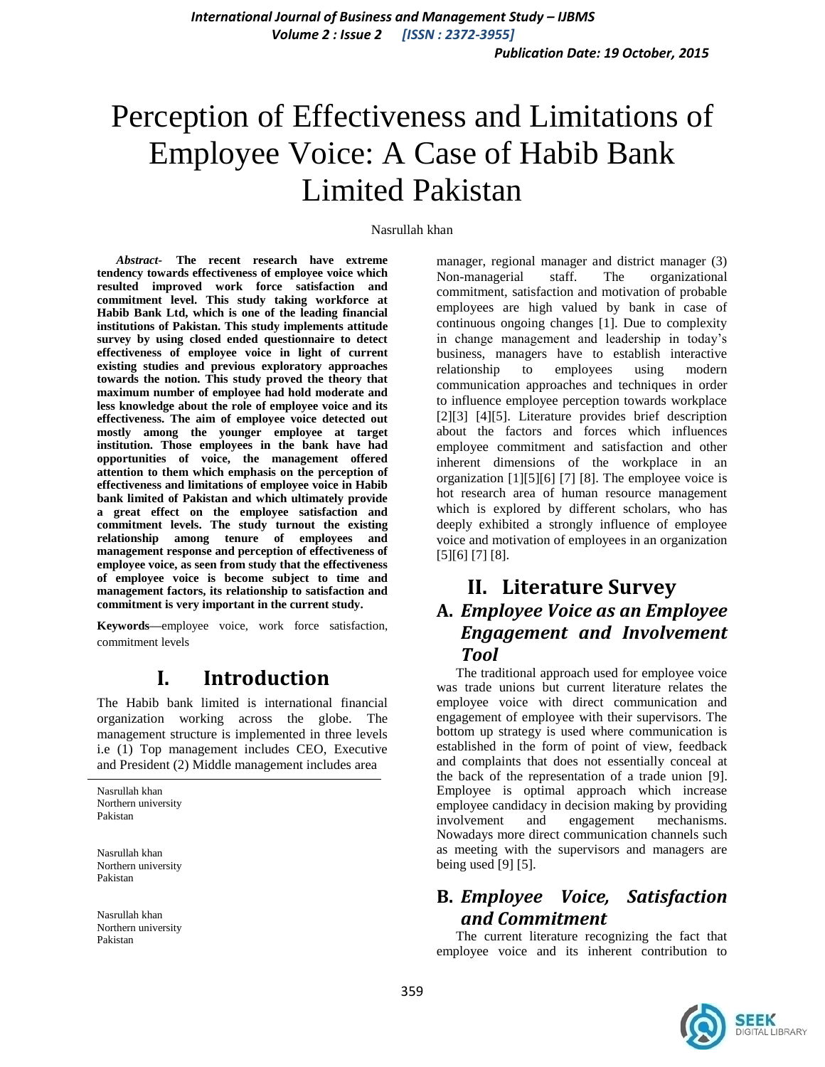# Perception of Effectiveness and Limitations of Employee Voice: A Case of Habib Bank Limited Pakistan

Nasrullah khan

Nasrullah khan
Northern university
Pakistan

Nasrullah khan
Northern university
Pakistan

Nasrullah khan
Northern university
Pakistan

***Abstract*- The recent research have extreme tendency towards effectiveness of employee voice which resulted improved work force satisfaction and commitment level. This study taking workforce at Habib Bank Ltd, which is one of the leading financial institutions of Pakistan. This study implements attitude survey by using closed ended questionnaire to detect effectiveness of employee voice in light of current existing studies and previous exploratory approaches towards the notion. This study proved the theory that maximum number of employee had hold moderate and less knowledge about the role of employee voice and its effectiveness. The aim of employee voice detected out mostly among the younger employee at target institution. Those employees in the bank have had opportunities of voice, the management offered attention to them which emphasis on the perception of effectiveness and limitations of employee voice in Habib bank limited of Pakistan and which ultimately provide a great effect on the employee satisfaction and commitment levels. The study turnout the existing relationship among tenure of employees and management response and perception of effectiveness of employee voice, as seen from study that the effectiveness of employee voice is become subject to time and management factors, its relationship to satisfaction and commitment is very important in the current study.**

**Keywords**—employee voice, work force satisfaction, commitment levels

## I. Introduction

The Habib bank limited is international financial organization working across the globe. The management structure is implemented in three levels i.e (1) Top management includes CEO, Executive and President (2) Middle management includes area manager, regional manager and district manager (3) Non-managerial staff. The organizational commitment, satisfaction and motivation of probable employees are high valued by bank in case of continuous ongoing changes [1]. Due to complexity in change management and leadership in today's business, managers have to establish interactive relationship to employees using modern communication approaches and techniques in order to influence employee perception towards workplace [2][3] [4][5]. Literature provides brief description about the factors and forces which influences employee commitment and satisfaction and other inherent dimensions of the workplace in an organization [1][5][6] [7] [8]. The employee voice is hot research area of human resource management which is explored by different scholars, who has deeply exhibited a strongly influence of employee voice and motivation of employees in an organization [5][6] [7] [8].

## II. Literature Survey

### A. *Employee Voice as an Employee Engagement and Involvement Tool*

The traditional approach used for employee voice was trade unions but current literature relates the employee voice with direct communication and engagement of employee with their supervisors. The bottom up strategy is used where communication is established in the form of point of view, feedback and complaints that does not essentially conceal at the back of the representation of a trade union [9]. Employee is optimal approach which increase employee candidacy in decision making by providing involvement and engagement mechanisms. Nowadays more direct communication channels such as meeting with the supervisors and managers are being used [9] [5].

### B. *Employee Voice, Satisfaction and Commitment*

The current literature recognizing the fact that employee voice and its inherent contribution to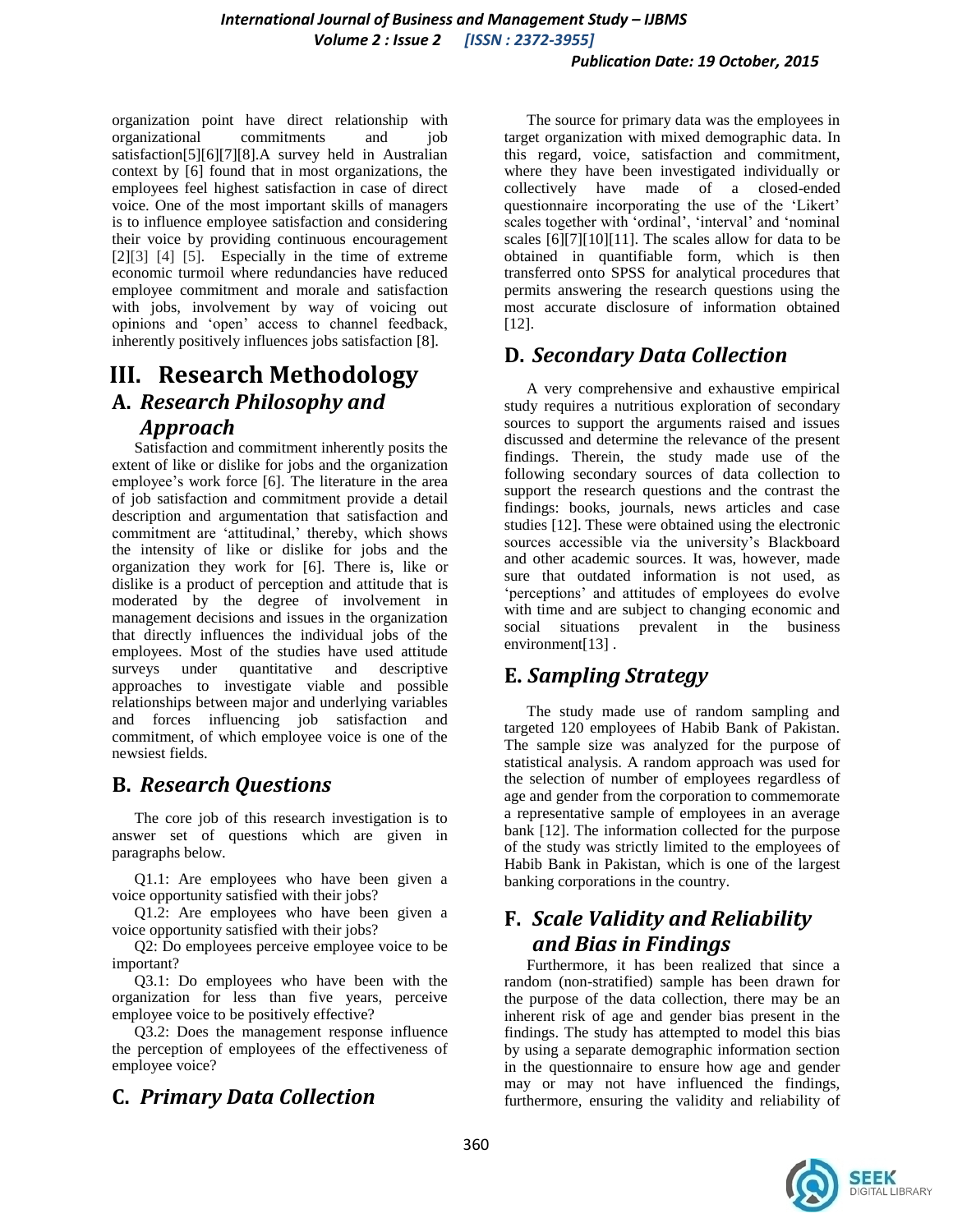organization point have direct relationship with organizational commitments and job satisfaction[5][6][7][8].A survey held in Australian context by [6] found that in most organizations, the employees feel highest satisfaction in case of direct voice. One of the most important skills of managers is to influence employee satisfaction and considering their voice by providing continuous encouragement [2][3] [4] [5]. Especially in the time of extreme economic turmoil where redundancies have reduced employee commitment and morale and satisfaction with jobs, involvement by way of voicing out opinions and 'open' access to channel feedback, inherently positively influences jobs satisfaction [8].

# III. Research Methodology

## A. *Research Philosophy and Approach*

Satisfaction and commitment inherently posits the extent of like or dislike for jobs and the organization employee's work force [6]. The literature in the area of job satisfaction and commitment provide a detail description and argumentation that satisfaction and commitment are 'attitudinal,' thereby, which shows the intensity of like or dislike for jobs and the organization they work for [6]. There is, like or dislike is a product of perception and attitude that is moderated by the degree of involvement in management decisions and issues in the organization that directly influences the individual jobs of the employees. Most of the studies have used attitude surveys under quantitative and descriptive approaches to investigate viable and possible relationships between major and underlying variables and forces influencing job satisfaction and commitment, of which employee voice is one of the newsiest fields.

## B. *Research Questions*

The core job of this research investigation is to answer set of questions which are given in paragraphs below.

Q1.1: Are employees who have been given a voice opportunity satisfied with their jobs?

Q1.2: Are employees who have been given a voice opportunity satisfied with their jobs?

Q2: Do employees perceive employee voice to be important?

Q3.1: Do employees who have been with the organization for less than five years, perceive employee voice to be positively effective?

Q3.2: Does the management response influence the perception of employees of the effectiveness of employee voice?

## C. *Primary Data Collection*

The source for primary data was the employees in target organization with mixed demographic data. In this regard, voice, satisfaction and commitment, where they have been investigated individually or collectively have made of a closed-ended questionnaire incorporating the use of the 'Likert' scales together with 'ordinal', 'interval' and 'nominal scales [6][7][10][11]. The scales allow for data to be obtained in quantifiable form, which is then transferred onto SPSS for analytical procedures that permits answering the research questions using the most accurate disclosure of information obtained [12].

## D. *Secondary Data Collection*

A very comprehensive and exhaustive empirical study requires a nutritious exploration of secondary sources to support the arguments raised and issues discussed and determine the relevance of the present findings. Therein, the study made use of the following secondary sources of data collection to support the research questions and the contrast the findings: books, journals, news articles and case studies [12]. These were obtained using the electronic sources accessible via the university's Blackboard and other academic sources. It was, however, made sure that outdated information is not used, as 'perceptions' and attitudes of employees do evolve with time and are subject to changing economic and social situations prevalent in the business environment[13] .

## E. *Sampling Strategy*

The study made use of random sampling and targeted 120 employees of Habib Bank of Pakistan. The sample size was analyzed for the purpose of statistical analysis. A random approach was used for the selection of number of employees regardless of age and gender from the corporation to commemorate a representative sample of employees in an average bank [12]. The information collected for the purpose of the study was strictly limited to the employees of Habib Bank in Pakistan, which is one of the largest banking corporations in the country.

## F. *Scale Validity and Reliability and Bias in Findings*

Furthermore, it has been realized that since a random (non-stratified) sample has been drawn for the purpose of the data collection, there may be an inherent risk of age and gender bias present in the findings. The study has attempted to model this bias by using a separate demographic information section in the questionnaire to ensure how age and gender may or may not have influenced the findings, furthermore, ensuring the validity and reliability of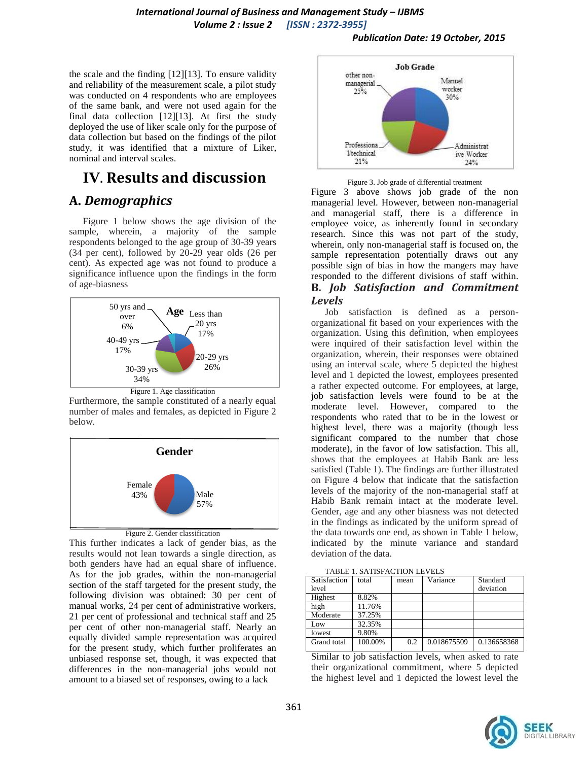the scale and the finding [12][13]. To ensure validity and reliability of the measurement scale, a pilot study was conducted on 4 respondents who are employees of the same bank, and were not used again for the final data collection [12][13]. At first the study deployed the use of liker scale only for the purpose of data collection but based on the findings of the pilot study, it was identified that a mixture of Liker, nominal and interval scales.

# IV. Results and discussion

## A. *Demographics*

Figure 1 below shows the age division of the sample, wherein, a majority of the sample respondents belonged to the age group of 30-39 years (34 per cent), followed by 20-29 year olds (26 per cent). As expected age was not found to produce a significance influence upon the findings in the form of age-biasness

Figure 1. Age classification

Furthermore, the sample constituted of a nearly equal number of males and females, as depicted in Figure 2 below.

Figure 2. Gender classification

This further indicates a lack of gender bias, as the results would not lean towards a single direction, as both genders have had an equal share of influence. As for the job grades, within the non-managerial section of the staff targeted for the present study, the following division was obtained: 30 per cent of manual works, 24 per cent of administrative workers, 21 per cent of professional and technical staff and 25 per cent of other non-managerial staff. Nearly an equally divided sample representation was acquired for the present study, which further proliferates an unbiased response set, though, it was expected that differences in the non-managerial jobs would not amount to a biased set of responses, owing to a lack

Figure 3. Job grade of differential treatment

Figure 3 above shows job grade of the non managerial level. However, between non-managerial and managerial staff, there is a difference in employee voice, as inherently found in secondary research. Since this was not part of the study, wherein, only non-managerial staff is focused on, the sample representation potentially draws out any possible sign of bias in how the mangers may have responded to the different divisions of staff within.

## B. *Job Satisfaction and Commitment Levels*

Job satisfaction is defined as a person-organizational fit based on your experiences with the organization. Using this definition, when employees were inquired of their satisfaction level within the organization, wherein, their responses were obtained using an interval scale, where 5 depicted the highest level and 1 depicted the lowest, employees presented a rather expected outcome. For employees, at large, job satisfaction levels were found to be at the moderate level. However, compared to the respondents who rated that to be in the lowest or highest level, there was a majority (though less significant compared to the number that chose moderate), in the favor of low satisfaction. This all, shows that the employees at Habib Bank are less satisfied (Table 1). The findings are further illustrated on Figure 4 below that indicate that the satisfaction levels of the majority of the non-managerial staff at Habib Bank remain intact at the moderate level. Gender, age and any other biasness was not detected in the findings as indicated by the uniform spread of the data towards one end, as shown in Table 1 below, indicated by the minute variance and standard deviation of the data.

TABLE 1. SATISFACTION LEVELS

| Satisfaction level | total | mean | Variance | Standard deviation |
|---|---|---|---|---|
| Highest | 8.82% | | | |
| high | 11.76% | | | |
| Moderate | 37.25% | | | |
| Low | 32.35% | | | |
| lowest | 9.80% | | | |
| Grand total | 100.00% | 0.2 | 0.018675509 | 0.136658368 |

Similar to job satisfaction levels, when asked to rate their organizational commitment, where 5 depicted the highest level and 1 depicted the lowest level the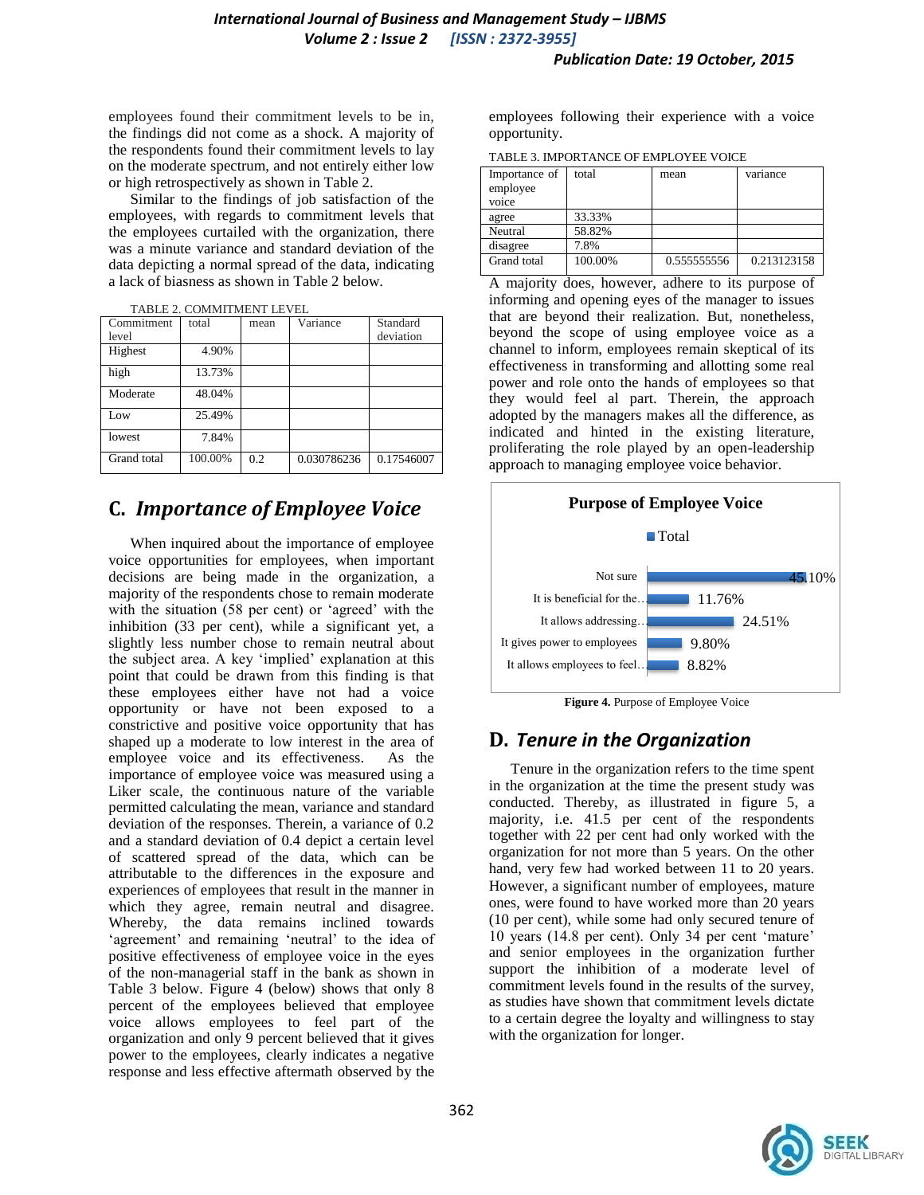employees found their commitment levels to be in, the findings did not come as a shock. A majority of the respondents found their commitment levels to lay on the moderate spectrum, and not entirely either low or high retrospectively as shown in Table 2.

Similar to the findings of job satisfaction of the employees, with regards to commitment levels that the employees curtailed with the organization, there was a minute variance and standard deviation of the data depicting a normal spread of the data, indicating a lack of biasness as shown in Table 2 below.

TABLE 2. COMMITMENT LEVEL

| Commitment level | total | mean | Variance | Standard deviation |
|---|---|---|---|---|
| Highest | 4.90% | | | |
| high | 13.73% | | | |
| Moderate | 48.04% | | | |
| Low | 25.49% | | | |
| lowest | 7.84% | | | |
| Grand total | 100.00% | 0.2 | 0.030786236 | 0.17546007 |

## C. *Importance of Employee Voice*

When inquired about the importance of employee voice opportunities for employees, when important decisions are being made in the organization, a majority of the respondents chose to remain moderate with the situation (58 per cent) or 'agreed' with the inhibition (33 per cent), while a significant yet, a slightly less number chose to remain neutral about the subject area. A key 'implied' explanation at this point that could be drawn from this finding is that these employees either have not had a voice opportunity or have not been exposed to a constrictive and positive voice opportunity that has shaped up a moderate to low interest in the area of employee voice and its effectiveness. As the importance of employee voice was measured using a Liker scale, the continuous nature of the variable permitted calculating the mean, variance and standard deviation of the responses. Therein, a variance of 0.2 and a standard deviation of 0.4 depict a certain level of scattered spread of the data, which can be attributable to the differences in the exposure and experiences of employees that result in the manner in which they agree, remain neutral and disagree. Whereby, the data remains inclined towards 'agreement' and remaining 'neutral' to the idea of positive effectiveness of employee voice in the eyes of the non-managerial staff in the bank as shown in Table 3 below. Figure 4 (below) shows that only 8 percent of the employees believed that employee voice allows employees to feel part of the organization and only 9 percent believed that it gives power to the employees, clearly indicates a negative response and less effective aftermath observed by the employees following their experience with a voice opportunity.

TABLE 3. IMPORTANCE OF EMPLOYEE VOICE

| Importance of employee voice | total | mean | variance |
|---|---|---|---|
| agree | 33.33% | | |
| Neutral | 58.82% | | |
| disagree | 7.8% | | |
| Grand total | 100.00% | 0.555555556 | 0.213123158 |

A majority does, however, adhere to its purpose of informing and opening eyes of the manager to issues that are beyond their realization. But, nonetheless, beyond the scope of using employee voice as a channel to inform, employees remain skeptical of its effectiveness in transforming and allotting some real power and role onto the hands of employees so that they would feel al part. Therein, the approach adopted by the managers makes all the difference, as indicated and hinted in the existing literature, proliferating the role played by an open-leadership approach to managing employee voice behavior.

**Purpose of Employee Voice**

| | Total |
|---|---|
| Not sure | 45.10% |
| It is beneficial for the… | 11.76% |
| It allows addressing… | 24.51% |
| It gives power to employees | 9.80% |
| It allows employees to feel… | 8.82% |

**Figure 4.** Purpose of Employee Voice

## D. *Tenure in the Organization*

Tenure in the organization refers to the time spent in the organization at the time the present study was conducted. Thereby, as illustrated in figure 5, a majority, i.e. 41.5 per cent of the respondents together with 22 per cent had only worked with the organization for not more than 5 years. On the other hand, very few had worked between 11 to 20 years. However, a significant number of employees, mature ones, were found to have worked more than 20 years (10 per cent), while some had only secured tenure of 10 years (14.8 per cent). Only 34 per cent 'mature' and senior employees in the organization further support the inhibition of a moderate level of commitment levels found in the results of the survey, as studies have shown that commitment levels dictate to a certain degree the loyalty and willingness to stay with the organization for longer.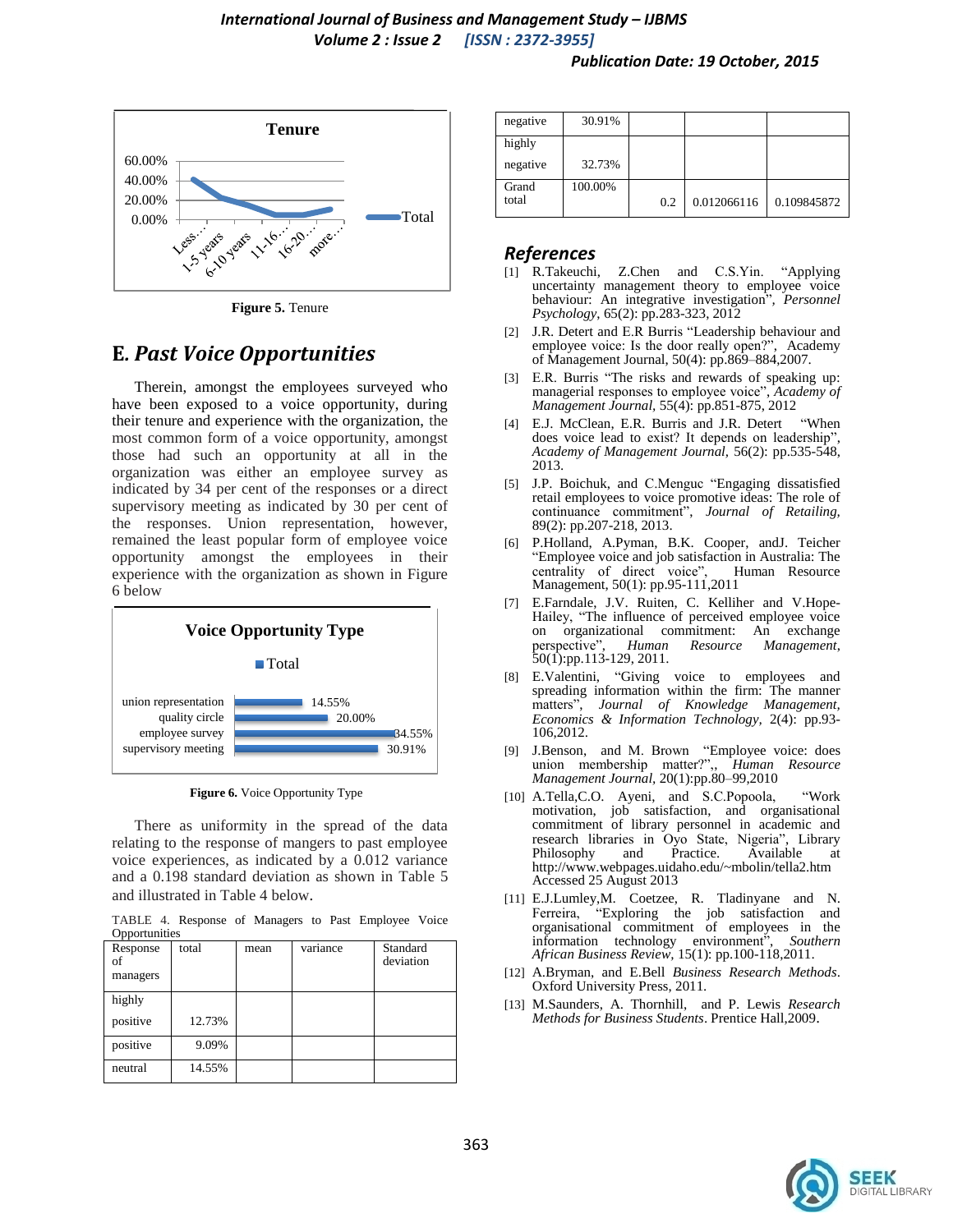Tenure

60.00%
40.00%
20.00%
0.00%

Less... 1-5 years 6-10 years 11-16... 16-20... more...

Total

**Figure 5.** Tenure

## E. *Past Voice Opportunities*

Therein, amongst the employees surveyed who have been exposed to a voice opportunity, during their tenure and experience with the organization, the most common form of a voice opportunity, amongst those had such an opportunity at all in the organization was either an employee survey as indicated by 34 per cent of the responses or a direct supervisory meeting as indicated by 30 per cent of the responses. Union representation, however, remained the least popular form of employee voice opportunity amongst the employees in their experience with the organization as shown in Figure 6 below

Voice Opportunity Type

Total

union representation 14.55%
quality circle 20.00%
employee survey 34.55%
supervisory meeting 30.91%

**Figure 6.** Voice Opportunity Type

There as uniformity in the spread of the data relating to the response of mangers to past employee voice experiences, as indicated by a 0.012 variance and a 0.198 standard deviation as shown in Table 5 and illustrated in Table 4 below.

TABLE 4. Response of Managers to Past Employee Voice Opportunities

| Response of managers | total | mean | variance | Standard deviation |
|---|---|---|---|---|
| highly positive | 12.73% | | | |
| positive | 9.09% | | | |
| neutral | 14.55% | | | |
| negative | 30.91% | | | |
| highly negative | 32.73% | | | |
| Grand total | 100.00% | 0.2 | 0.012066116 | 0.109845872 |

## *References*

[1] R.Takeuchi, Z.Chen and C.S.Yin. "Applying uncertainty management theory to employee voice behaviour: An integrative investigation", *Personnel Psychology*, 65(2): pp.283-323, 2012

[2] J.R. Detert and E.R Burris "Leadership behaviour and employee voice: Is the door really open?", Academy of Management Journal, 50(4): pp.869–884,2007.

[3] E.R. Burris "The risks and rewards of speaking up: managerial responses to employee voice", *Academy of Management Journal,* 55(4): pp.851-875, 2012

[4] E.J. McClean, E.R. Burris and J.R. Detert "When does voice lead to exist? It depends on leadership", *Academy of Management Journal,* 56(2): pp.535-548, 2013.

[5] J.P. Boichuk, and C.Menguc "Engaging dissatisfied retail employees to voice promotive ideas: The role of continuance commitment", *Journal of Retailing,* 89(2): pp.207-218, 2013.

[6] P.Holland, A.Pyman, B.K. Cooper, andJ. Teicher "Employee voice and job satisfaction in Australia: The centrality of direct voice", Human Resource Management, 50(1): pp.95-111,2011

[7] E.Farndale, J.V. Ruiten, C. Kelliher and V.Hope-Hailey, "The influence of perceived employee voice on organizational commitment: An exchange perspective", *Human Resource Management,* 50(1):pp.113-129, 2011.

[8] E.Valentini, "Giving voice to employees and spreading information within the firm: The manner matters", *Journal of Knowledge Management, Economics & Information Technology,* 2(4): pp.93-106,2012.

[9] J.Benson, and M. Brown "Employee voice: does union membership matter?",, *Human Resource Management Journal,* 20(1):pp.80–99,2010

[10] A.Tella,C.O. Ayeni, and S.C.Popoola, "Work motivation, job satisfaction, and organisational commitment of library personnel in academic and research libraries in Oyo State, Nigeria", Library Philosophy and Practice. Available at http://www.webpages.uidaho.edu/~mbolin/tella2.htm Accessed 25 August 2013

[11] E.J.Lumley,M. Coetzee, R. Tladinyane and N. Ferreira, "Exploring the job satisfaction and organisational commitment of employees in the information technology environment", *Southern African Business Review,* 15(1): pp.100-118,2011.

[12] A.Bryman, and E.Bell *Business Research Methods*. Oxford University Press, 2011.

[13] M.Saunders, A. Thornhill, and P. Lewis *Research Methods for Business Students*. Prentice Hall,2009.